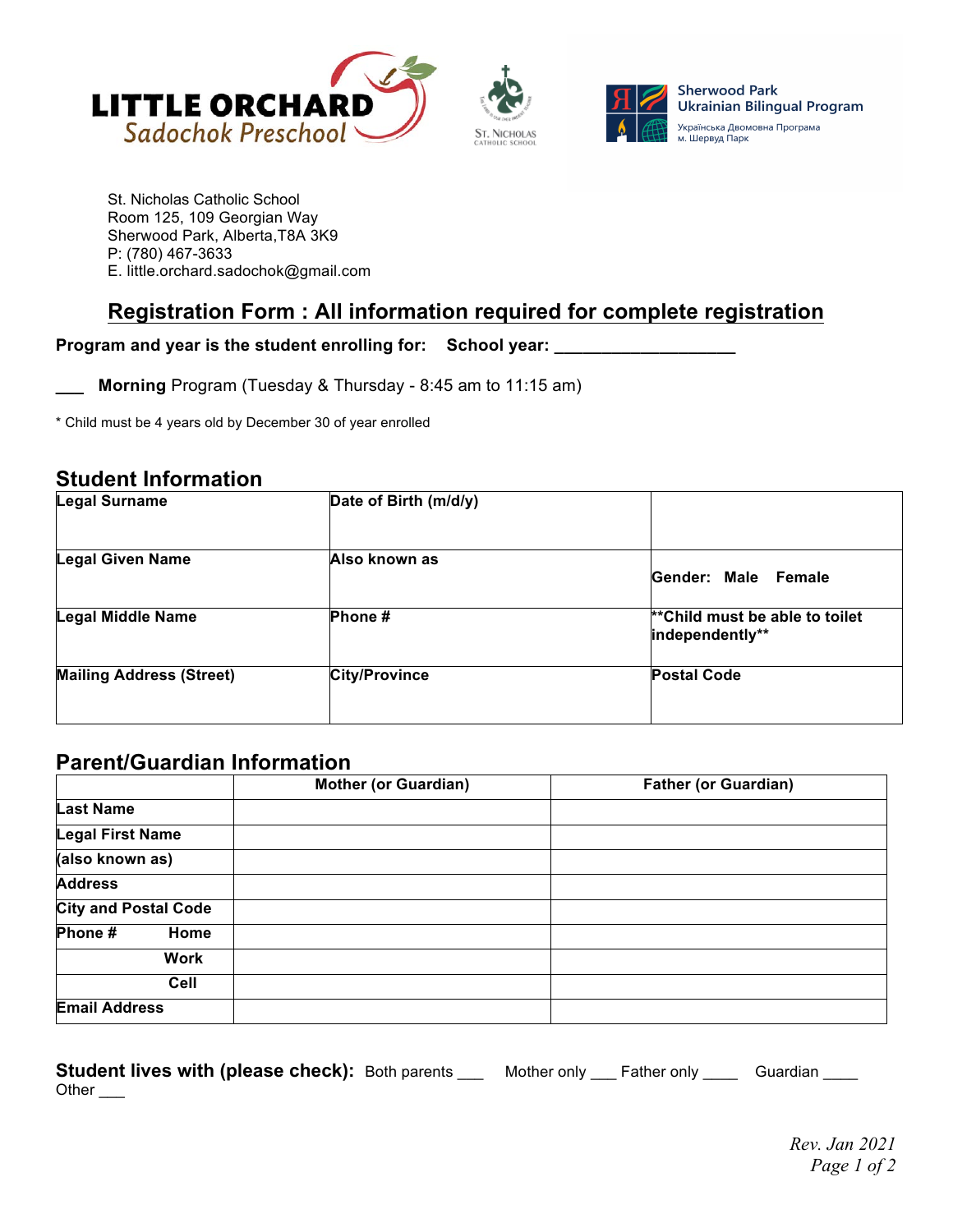LITTLE ORCHARD Sadochok Preschool

St. Nicholas Catholic School

Sherwood Park Ukrainian Bilingual Program

Українська Двомовна Програма м. Шервуд Парк

St. Nicholas Catholic School
Room 125, 109 Georgian Way
Sherwood Park, Alberta,T8A 3K9
P: (780) 467-3633
E. little.orchard.sadochok@gmail.com

# Registration Form : All information required for complete registration

**Program and year is the student enrolling for: School year: ___________________**

___ **Morning** Program (Tuesday & Thursday - 8:45 am to 11:15 am)

* Child must be 4 years old by December 30 of year enrolled

## Student Information

| Legal Surname | Date of Birth (m/d/y) | |
|---|---|---|
| **Legal Given Name** | **Also known as** | **Gender: Male Female** |
| **Legal Middle Name** | **Phone #** | **\*\*Child must be able to toilet independently\*\*** |
| **Mailing Address (Street)** | **City/Province** | **Postal Code** |

## Parent/Guardian Information

| | Mother (or Guardian) | Father (or Guardian) |
|---|---|---|
| **Last Name** | | |
| **Legal First Name** | | |
| **(also known as)** | | |
| **Address** | | |
| **City and Postal Code** | | |
| **Phone # Home** | | |
| **Work** | | |
| **Cell** | | |
| **Email Address** | | |

**Student lives with (please check):** Both parents ___ Mother only ___ Father only ____ Guardian ____ Other ___

*Rev. Jan 2021*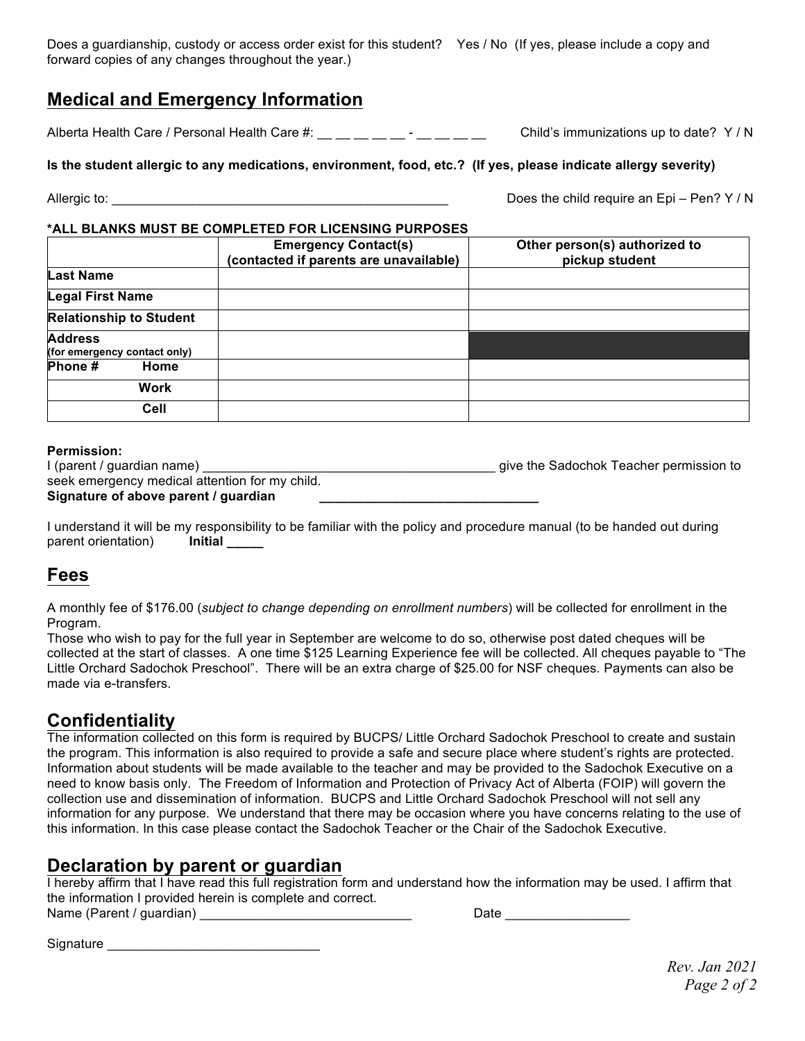Does a guardianship, custody or access order exist for this student? Yes / No (If yes, please include a copy and forward copies of any changes throughout the year.)

## Medical and Emergency Information

Alberta Health Care / Personal Health Care #: __ __ __ __ __ - __ __ __ __ Child's immunizations up to date? Y / N

**Is the student allergic to any medications, environment, food, etc.? (If yes, please indicate allergy severity)**

Allergic to: ________________________________________________ Does the child require an Epi – Pen? Y / N

**\*ALL BLANKS MUST BE COMPLETED FOR LICENSING PURPOSES**

| | **Emergency Contact(s) (contacted if parents are unavailable)** | **Other person(s) authorized to pickup student** |
|---|---|---|
| **Last Name** | | |
| **Legal First Name** | | |
| **Relationship to Student** | | |
| **Address** (for emergency contact only) | | |
| **Phone # Home** | | |
| **Work** | | |
| **Cell** | | |

**Permission:**
I (parent / guardian name) _________________________________________ give the Sadochok Teacher permission to seek emergency medical attention for my child.
**Signature of above parent / guardian** ______________________________

I understand it will be my responsibility to be familiar with the policy and procedure manual (to be handed out during parent orientation) **Initial _____**

## Fees

A monthly fee of $176.00 (*subject to change depending on enrollment numbers*) will be collected for enrollment in the Program.
Those who wish to pay for the full year in September are welcome to do so, otherwise post dated cheques will be collected at the start of classes. A one time $125 Learning Experience fee will be collected. All cheques payable to "The Little Orchard Sadochok Preschool". There will be an extra charge of $25.00 for NSF cheques. Payments can also be made via e-transfers.

## Confidentiality

The information collected on this form is required by BUCPS/ Little Orchard Sadochok Preschool to create and sustain the program. This information is also required to provide a safe and secure place where student's rights are protected. Information about students will be made available to the teacher and may be provided to the Sadochok Executive on a need to know basis only. The Freedom of Information and Protection of Privacy Act of Alberta (FOIP) will govern the collection use and dissemination of information. BUCPS and Little Orchard Sadochok Preschool will not sell any information for any purpose. We understand that there may be occasion where you have concerns relating to the use of this information. In this case please contact the Sadochok Teacher or the Chair of the Sadochok Executive.

## Declaration by parent or guardian

I hereby affirm that I have read this full registration form and understand how the information may be used. I affirm that the information I provided herein is complete and correct.
Name (Parent / guardian) ______________________________ Date _________________

Signature ______________________________

*Rev. Jan 2021*